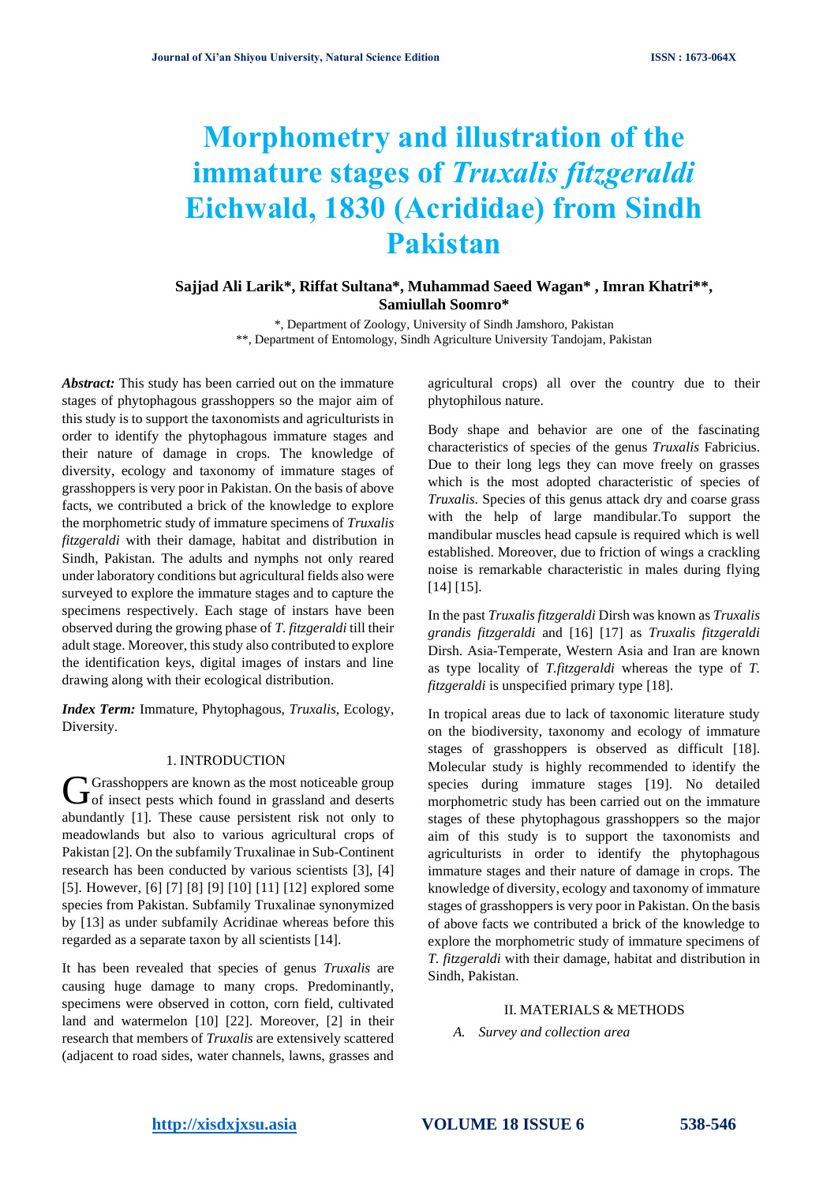# Morphometry and illustration of the immature stages of *Truxalis fitzgeraldi* Eichwald, 1830 (Acrididae) from Sindh Pakistan

**Sajjad Ali Larik\*, Riffat Sultana\*, Muhammad Saeed Wagan\* , Imran Khatri\*\*, Samiullah Soomro\***

\*, Department of Zoology, University of Sindh Jamshoro, Pakistan
\*\*, Department of Entomology, Sindh Agriculture University Tandojam, Pakistan

***Abstract:*** This study has been carried out on the immature stages of phytophagous grasshoppers so the major aim of this study is to support the taxonomists and agriculturists in order to identify the phytophagous immature stages and their nature of damage in crops. The knowledge of diversity, ecology and taxonomy of immature stages of grasshoppers is very poor in Pakistan. On the basis of above facts, we contributed a brick of the knowledge to explore the morphometric study of immature specimens of *Truxalis fitzgeraldi* with their damage, habitat and distribution in Sindh, Pakistan. The adults and nymphs not only reared under laboratory conditions but agricultural fields also were surveyed to explore the immature stages and to capture the specimens respectively. Each stage of instars have been observed during the growing phase of *T. fitzgeraldi* till their adult stage. Moreover, this study also contributed to explore the identification keys, digital images of instars and line drawing along with their ecological distribution.

***Index Term:*** Immature, Phytophagous, *Truxalis*, Ecology, Diversity.

## 1. INTRODUCTION

Grasshoppers are known as the most noticeable group of insect pests which found in grassland and deserts abundantly [1]. These cause persistent risk not only to meadowlands but also to various agricultural crops of Pakistan [2]. On the subfamily Truxalinae in Sub-Continent research has been conducted by various scientists [3], [4] [5]. However, [6] [7] [8] [9] [10] [11] [12] explored some species from Pakistan. Subfamily Truxalinae synonymized by [13] as under subfamily Acridinae whereas before this regarded as a separate taxon by all scientists [14].

It has been revealed that species of genus *Truxalis* are causing huge damage to many crops. Predominantly, specimens were observed in cotton, corn field, cultivated land and watermelon [10] [22]. Moreover, [2] in their research that members of *Truxalis* are extensively scattered (adjacent to road sides, water channels, lawns, grasses and agricultural crops) all over the country due to their phytophilous nature.

Body shape and behavior are one of the fascinating characteristics of species of the genus *Truxalis* Fabricius. Due to their long legs they can move freely on grasses which is the most adopted characteristic of species of *Truxalis.* Species of this genus attack dry and coarse grass with the help of large mandibular.To support the mandibular muscles head capsule is required which is well established. Moreover, due to friction of wings a crackling noise is remarkable characteristic in males during flying [14] [15].

In the past *Truxalis fitzgeraldi* Dirsh was known as *Truxalis grandis fitzgeraldi* and [16] [17] as *Truxalis fitzgeraldi* Dirsh. Asia-Temperate, Western Asia and Iran are known as type locality of *T.fitzgeraldi* whereas the type of *T. fitzgeraldi* is unspecified primary type [18].

In tropical areas due to lack of taxonomic literature study on the biodiversity, taxonomy and ecology of immature stages of grasshoppers is observed as difficult [18]. Molecular study is highly recommended to identify the species during immature stages [19]. No detailed morphometric study has been carried out on the immature stages of these phytophagous grasshoppers so the major aim of this study is to support the taxonomists and agriculturists in order to identify the phytophagous immature stages and their nature of damage in crops. The knowledge of diversity, ecology and taxonomy of immature stages of grasshoppers is very poor in Pakistan. On the basis of above facts we contributed a brick of the knowledge to explore the morphometric study of immature specimens of *T. fitzgeraldi* with their damage, habitat and distribution in Sindh, Pakistan.

## II. MATERIALS & METHODS

### *A. Survey and collection area*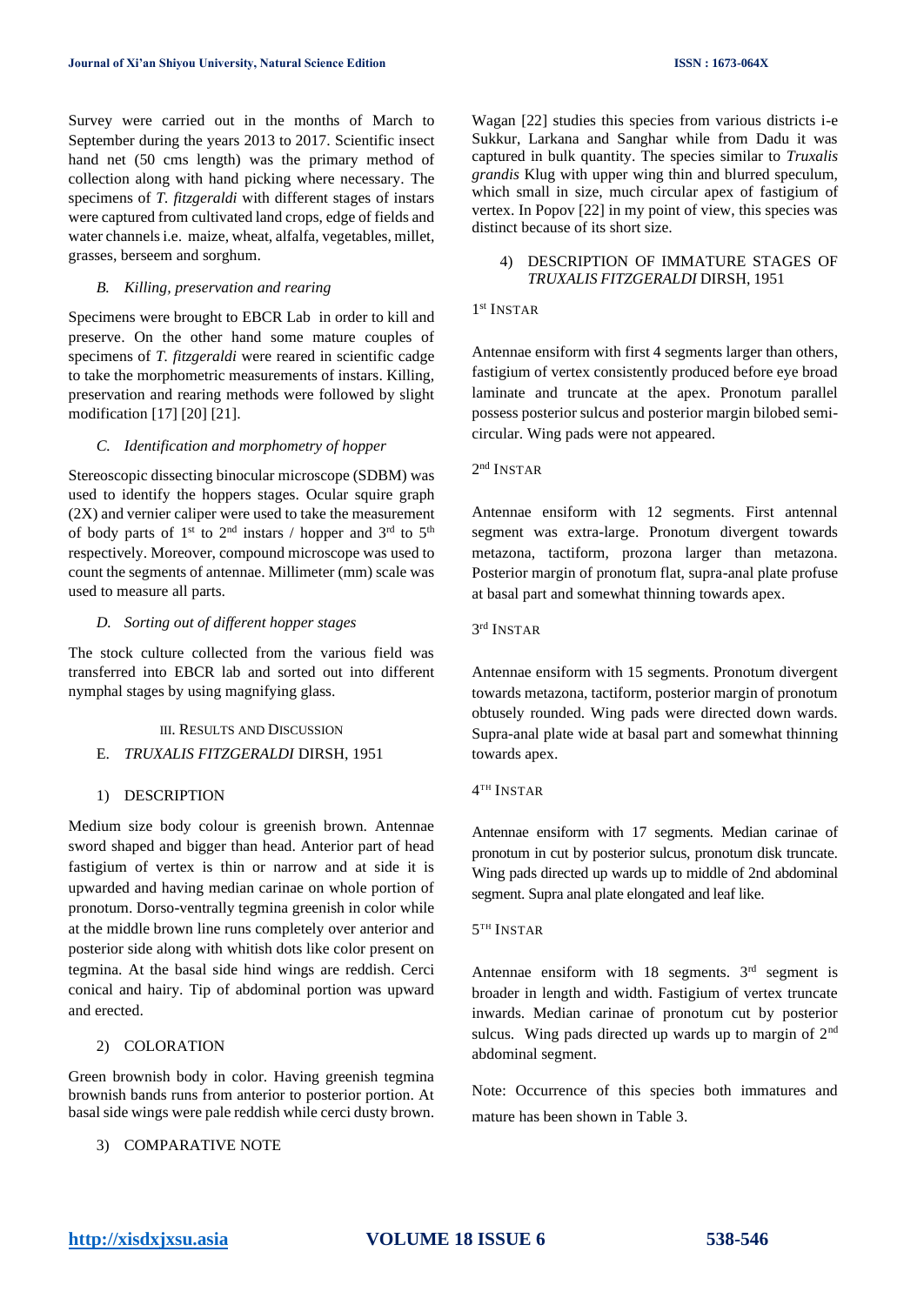Survey were carried out in the months of March to September during the years 2013 to 2017. Scientific insect hand net (50 cms length) was the primary method of collection along with hand picking where necessary. The specimens of *T. fitzgeraldi* with different stages of instars were captured from cultivated land crops, edge of fields and water channels i.e. maize, wheat, alfalfa, vegetables, millet, grasses, berseem and sorghum.

### *B. Killing, preservation and rearing*

Specimens were brought to EBCR Lab in order to kill and preserve. On the other hand some mature couples of specimens of *T. fitzgeraldi* were reared in scientific cadge to take the morphometric measurements of instars. Killing, preservation and rearing methods were followed by slight modification [17] [20] [21].

### *C. Identification and morphometry of hopper*

Stereoscopic dissecting binocular microscope (SDBM) was used to identify the hoppers stages. Ocular squire graph (2X) and vernier caliper were used to take the measurement of body parts of 1st to 2nd instars / hopper and 3rd to 5th respectively. Moreover, compound microscope was used to count the segments of antennae. Millimeter (mm) scale was used to measure all parts.

### *D. Sorting out of different hopper stages*

The stock culture collected from the various field was transferred into EBCR lab and sorted out into different nymphal stages by using magnifying glass.

## III. Results and Discussion

### E. *TRUXALIS FITZGERALDI* DIRSH, 1951

#### 1) DESCRIPTION

Medium size body colour is greenish brown. Antennae sword shaped and bigger than head. Anterior part of head fastigium of vertex is thin or narrow and at side it is upwarded and having median carinae on whole portion of pronotum. Dorso-ventrally tegmina greenish in color while at the middle brown line runs completely over anterior and posterior side along with whitish dots like color present on tegmina. At the basal side hind wings are reddish. Cerci conical and hairy. Tip of abdominal portion was upward and erected.

#### 2) COLORATION

Green brownish body in color. Having greenish tegmina brownish bands runs from anterior to posterior portion. At basal side wings were pale reddish while cerci dusty brown.

#### 3) COMPARATIVE NOTE

Wagan [22] studies this species from various districts i-e Sukkur, Larkana and Sanghar while from Dadu it was captured in bulk quantity. The species similar to *Truxalis grandis* Klug with upper wing thin and blurred speculum, which small in size, much circular apex of fastigium of vertex. In Popov [22] in my point of view, this species was distinct because of its short size.

#### 4) DESCRIPTION OF IMMATURE STAGES OF *TRUXALIS FITZGERALDI* DIRSH, 1951

##### 1st Instar

Antennae ensiform with first 4 segments larger than others, fastigium of vertex consistently produced before eye broad laminate and truncate at the apex. Pronotum parallel possess posterior sulcus and posterior margin bilobed semi-circular. Wing pads were not appeared.

##### 2nd Instar

Antennae ensiform with 12 segments. First antennal segment was extra-large. Pronotum divergent towards metazona, tactiform, prozona larger than metazona. Posterior margin of pronotum flat, supra-anal plate profuse at basal part and somewhat thinning towards apex.

##### 3rd Instar

Antennae ensiform with 15 segments. Pronotum divergent towards metazona, tactiform, posterior margin of pronotum obtusely rounded. Wing pads were directed down wards. Supra-anal plate wide at basal part and somewhat thinning towards apex.

##### 4th Instar

Antennae ensiform with 17 segments. Median carinae of pronotum in cut by posterior sulcus, pronotum disk truncate. Wing pads directed up wards up to middle of 2nd abdominal segment. Supra anal plate elongated and leaf like.

##### 5th Instar

Antennae ensiform with 18 segments. 3rd segment is broader in length and width. Fastigium of vertex truncate inwards. Median carinae of pronotum cut by posterior sulcus. Wing pads directed up wards up to margin of 2nd abdominal segment.

Note: Occurrence of this species both immatures and mature has been shown in Table 3.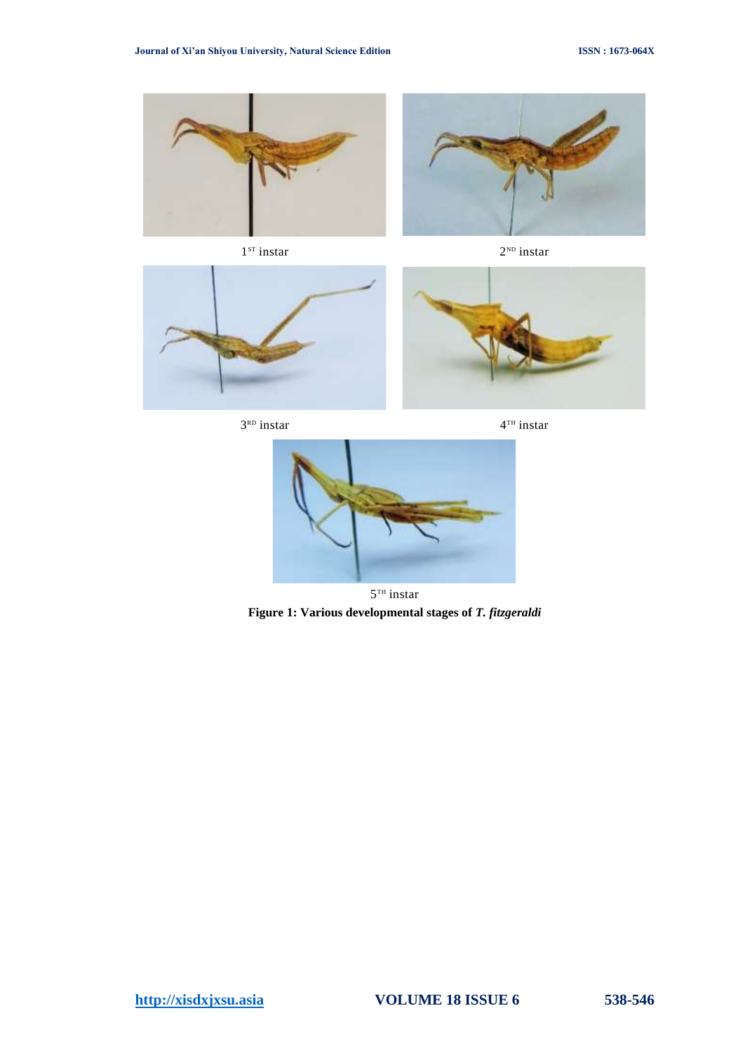1$^{ST}$ instar

2$^{ND}$ instar

3$^{RD}$ instar

4$^{TH}$ instar

5$^{TH}$ instar

**Figure 1: Various developmental stages of *T. fitzgeraldi***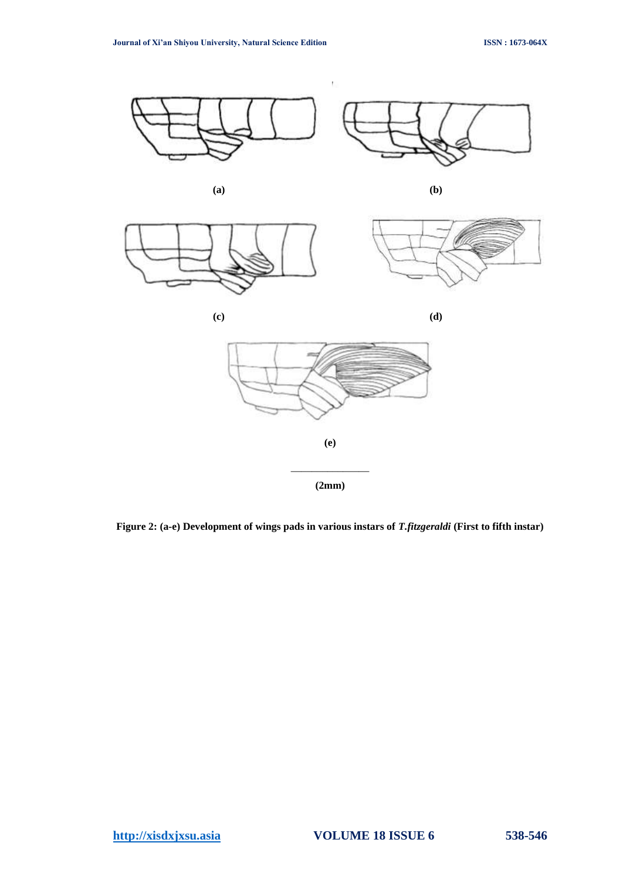(a)

(b)

(c)

(d)

(e)

(2mm)

**Figure 2: (a-e) Development of wings pads in various instars of *T.fitzgeraldi* (First to fifth instar)**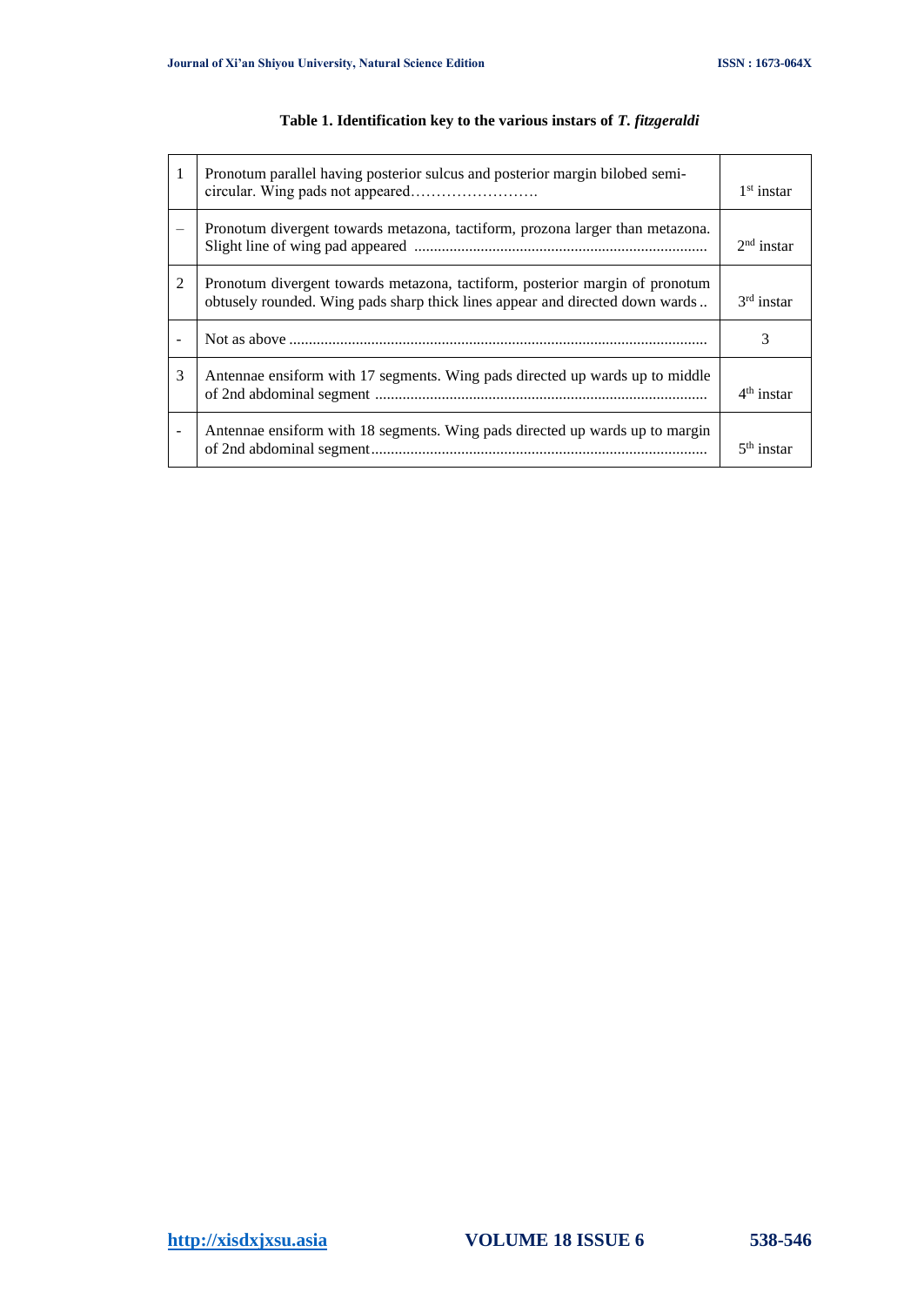**Table 1. Identification key to the various instars of *T. fitzgeraldi***

| | | |
|---|---|---|
| 1 | Pronotum parallel having posterior sulcus and posterior margin bilobed semi-circular. Wing pads not appeared……………………. | 1st instar |
| – | Pronotum divergent towards metazona, tactiform, prozona larger than metazona. Slight line of wing pad appeared ......................................................................... | 2nd instar |
| 2 | Pronotum divergent towards metazona, tactiform, posterior margin of pronotum obtusely rounded. Wing pads sharp thick lines appear and directed down wards .. | 3rd instar |
| - | Not as above ......................................................................................................... | 3 |
| 3 | Antennae ensiform with 17 segments. Wing pads directed up wards up to middle of 2nd abdominal segment .................................................................................... | 4th instar |
| - | Antennae ensiform with 18 segments. Wing pads directed up wards up to margin of 2nd abdominal segment..................................................................................... | 5th instar |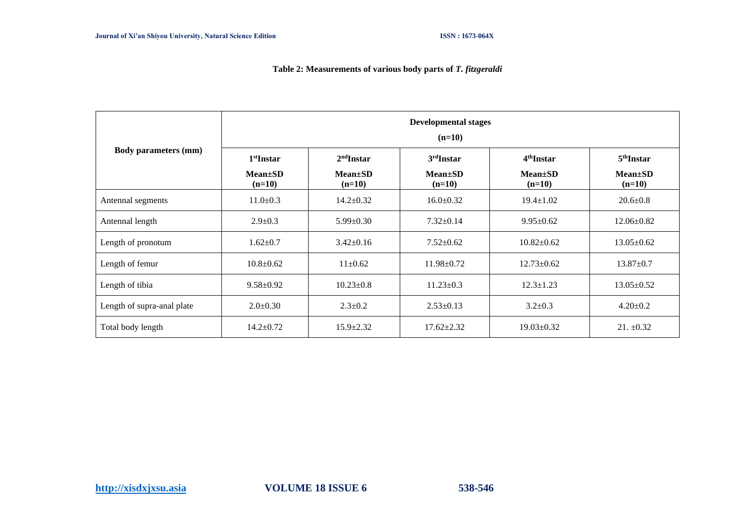**Table 2: Measurements of various body parts of *T. fitzgeraldi***

| Body parameters (mm) | Developmental stages (n=10) | | | | |
|---|---|---|---|---|---|
| | 1st Instar Mean±SD (n=10) | 2nd Instar Mean±SD (n=10) | 3rd Instar Mean±SD (n=10) | 4th Instar Mean±SD (n=10) | 5th Instar Mean±SD (n=10) |
| Antennal segments | 11.0±0.3 | 14.2±0.32 | 16.0±0.32 | 19.4±1.02 | 20.6±0.8 |
| Antennal length | 2.9±0.3 | 5.99±0.30 | 7.32±0.14 | 9.95±0.62 | 12.06±0.82 |
| Length of pronotum | 1.62±0.7 | 3.42±0.16 | 7.52±0.62 | 10.82±0.62 | 13.05±0.62 |
| Length of femur | 10.8±0.62 | 11±0.62 | 11.98±0.72 | 12.73±0.62 | 13.87±0.7 |
| Length of tibia | 9.58±0.92 | 10.23±0.8 | 11.23±0.3 | 12.3±1.23 | 13.05±0.52 |
| Length of supra-anal plate | 2.0±0.30 | 2.3±0.2 | 2.53±0.13 | 3.2±0.3 | 4.20±0.2 |
| Total body length | 14.2±0.72 | 15.9±2.32 | 17.62±2.32 | 19.03±0.32 | 21. ±0.32 |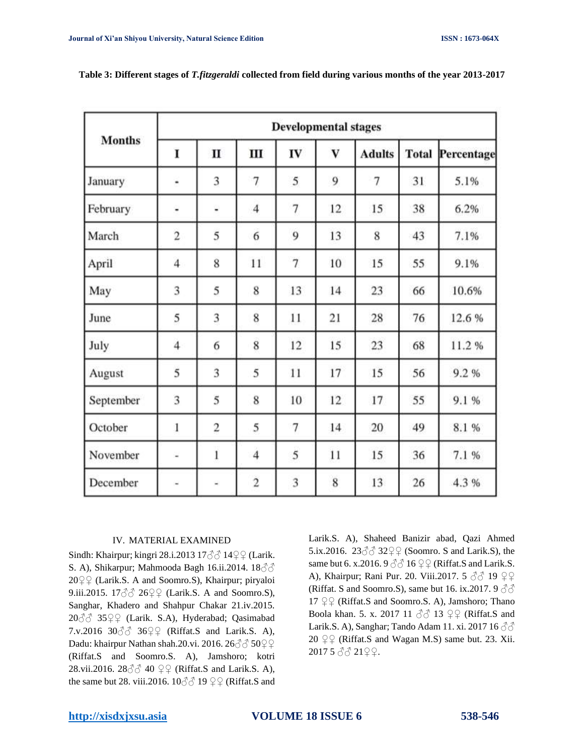**Table 3: Different stages of *T.fitzgeraldi* collected from field during various months of the year 2013-2017**

| Months | Developmental stages | | | | | | | |
|---|---|---|---|---|---|---|---|---|
| | I | II | III | IV | V | Adults | Total | Percentage |
| January | - | 3 | 7 | 5 | 9 | 7 | 31 | 5.1% |
| February | - | - | 4 | 7 | 12 | 15 | 38 | 6.2% |
| March | 2 | 5 | 6 | 9 | 13 | 8 | 43 | 7.1% |
| April | 4 | 8 | 11 | 7 | 10 | 15 | 55 | 9.1% |
| May | 3 | 5 | 8 | 13 | 14 | 23 | 66 | 10.6% |
| June | 5 | 3 | 8 | 11 | 21 | 28 | 76 | 12.6 % |
| July | 4 | 6 | 8 | 12 | 15 | 23 | 68 | 11.2 % |
| August | 5 | 3 | 5 | 11 | 17 | 15 | 56 | 9.2 % |
| September | 3 | 5 | 8 | 10 | 12 | 17 | 55 | 9.1 % |
| October | 1 | 2 | 5 | 7 | 14 | 20 | 49 | 8.1 % |
| November | - | 1 | 4 | 5 | 11 | 15 | 36 | 7.1 % |
| December | - | - | 2 | 3 | 8 | 13 | 26 | 4.3 % |

## IV. MATERIAL EXAMINED

Sindh: Khairpur; kingri 28.i.2013 17♂♂ 14♀♀ (Larik. S. A), Shikarpur; Mahmooda Bagh 16.ii.2014. 18♂♂ 20♀♀ (Larik.S. A and Soomro.S), Khairpur; piryaloi 9.iii.2015. 17♂♂ 26♀♀ (Larik.S. A and Soomro.S), Sanghar, Khadero and Shahpur Chakar 21.iv.2015. 20♂♂ 35♀♀ (Larik. S.A), Hyderabad; Qasimabad 7.v.2016 30♂♂ 36♀♀ (Riffat.S and Larik.S. A), Dadu: khairpur Nathan shah.20.vi. 2016. 26♂♂ 50♀♀ (Riffat.S and Soomro.S. A), Jamshoro; kotri 28.vii.2016. 28♂♂ 40 ♀♀ (Riffat.S and Larik.S. A), the same but 28. viii.2016. 10♂♂ 19 ♀♀ (Riffat.S and Larik.S. A), Shaheed Banizir abad, Qazi Ahmed 5.ix.2016. 23♂♂ 32♀♀ (Soomro. S and Larik.S), the same but 6. x.2016. 9 ♂♂ 16 ♀♀ (Riffat.S and Larik.S. A), Khairpur; Rani Pur. 20. Viii.2017. 5 ♂♂ 19 ♀♀ (Riffat. S and Soomro.S), same but 16. ix.2017. 9 ♂♂ 17 ♀♀ (Riffat.S and Soomro.S. A), Jamshoro; Thano Boola khan. 5. x. 2017 11 ♂♂ 13 ♀♀ (Riffat.S and Larik.S. A), Sanghar; Tando Adam 11. xi. 2017 16 ♂♂ 20 ♀♀ (Riffat.S and Wagan M.S) same but. 23. Xii. 2017 5 ♂♂ 21♀♀.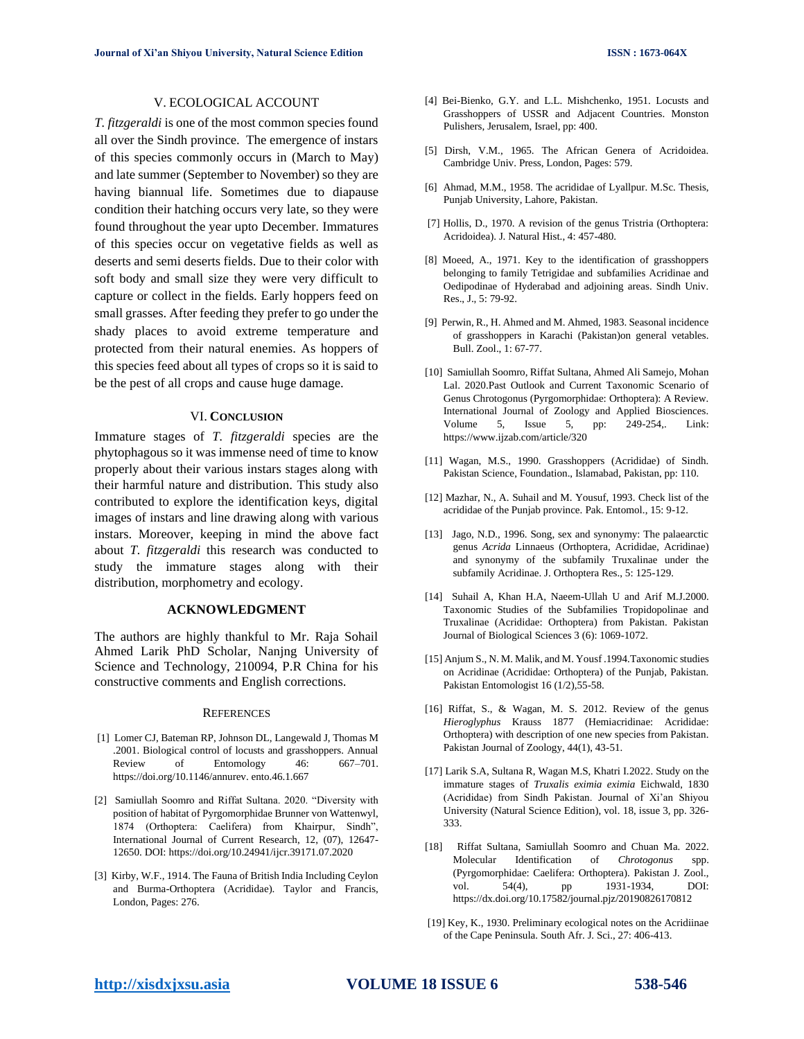## V. ECOLOGICAL ACCOUNT

*T. fitzgeraldi* is one of the most common species found all over the Sindh province. The emergence of instars of this species commonly occurs in (March to May) and late summer (September to November) so they are having biannual life. Sometimes due to diapause condition their hatching occurs very late, so they were found throughout the year upto December. Immatures of this species occur on vegetative fields as well as deserts and semi deserts fields. Due to their color with soft body and small size they were very difficult to capture or collect in the fields. Early hoppers feed on small grasses. After feeding they prefer to go under the shady places to avoid extreme temperature and protected from their natural enemies. As hoppers of this species feed about all types of crops so it is said to be the pest of all crops and cause huge damage.

## VI. CONCLUSION

Immature stages of *T. fitzgeraldi* species are the phytophagous so it was immense need of time to know properly about their various instars stages along with their harmful nature and distribution. This study also contributed to explore the identification keys, digital images of instars and line drawing along with various instars. Moreover, keeping in mind the above fact about *T. fitzgeraldi* this research was conducted to study the immature stages along with their distribution, morphometry and ecology.

## ACKNOWLEDGMENT

The authors are highly thankful to Mr. Raja Sohail Ahmed Larik PhD Scholar, Nanjng University of Science and Technology, 210094, P.R China for his constructive comments and English corrections.

## REFERENCES

[1] Lomer CJ, Bateman RP, Johnson DL, Langewald J, Thomas M .2001. Biological control of locusts and grasshoppers. Annual Review of Entomology 46: 667–701. https://doi.org/10.1146/annurev. ento.46.1.667

[2] Samiullah Soomro and Riffat Sultana. 2020. "Diversity with position of habitat of Pyrgomorphidae Brunner von Wattenwyl, 1874 (Orthoptera: Caelifera) from Khairpur, Sindh", International Journal of Current Research, 12, (07), 12647-12650. DOI: https://doi.org/10.24941/ijcr.39171.07.2020

[3] Kirby, W.F., 1914. The Fauna of British India Including Ceylon and Burma-Orthoptera (Acrididae). Taylor and Francis, London, Pages: 276.

[4] Bei-Bienko, G.Y. and L.L. Mishchenko, 1951. Locusts and Grasshoppers of USSR and Adjacent Countries. Monston Pulishers, Jerusalem, Israel, pp: 400.

[5] Dirsh, V.M., 1965. The African Genera of Acridoidea. Cambridge Univ. Press, London, Pages: 579.

[6] Ahmad, M.M., 1958. The acrididae of Lyallpur. M.Sc. Thesis, Punjab University, Lahore, Pakistan.

[7] Hollis, D., 1970. A revision of the genus Tristria (Orthoptera: Acridoidea). J. Natural Hist., 4: 457-480.

[8] Moeed, A., 1971. Key to the identification of grasshoppers belonging to family Tetrigidae and subfamilies Acridinae and Oedipodinae of Hyderabad and adjoining areas. Sindh Univ. Res., J., 5: 79-92.

[9] Perwin, R., H. Ahmed and M. Ahmed, 1983. Seasonal incidence of grasshoppers in Karachi (Pakistan)on general vetables. Bull. Zool., 1: 67-77.

[10] Samiullah Soomro, Riffat Sultana, Ahmed Ali Samejo, Mohan Lal. 2020.Past Outlook and Current Taxonomic Scenario of Genus Chrotogonus (Pyrgomorphidae: Orthoptera): A Review. International Journal of Zoology and Applied Biosciences. Volume 5, Issue 5, pp: 249-254,. Link: https://www.ijzab.com/article/320

[11] Wagan, M.S., 1990. Grasshoppers (Acrididae) of Sindh. Pakistan Science, Foundation., Islamabad, Pakistan, pp: 110.

[12] Mazhar, N., A. Suhail and M. Yousuf, 1993. Check list of the acrididae of the Punjab province. Pak. Entomol., 15: 9-12.

[13] Jago, N.D., 1996. Song, sex and synonymy: The palaearctic genus *Acrida* Linnaeus (Orthoptera, Acrididae, Acridinae) and synonymy of the subfamily Truxalinae under the subfamily Acridinae. J. Orthoptera Res., 5: 125-129.

[14] Suhail A, Khan H.A, Naeem-Ullah U and Arif M.J.2000. Taxonomic Studies of the Subfamilies Tropidopolinae and Truxalinae (Acrididae: Orthoptera) from Pakistan. Pakistan Journal of Biological Sciences 3 (6): 1069-1072.

[15] Anjum S., N. M. Malik, and M. Yousf .1994.Taxonomic studies on Acridinae (Acrididae: Orthoptera) of the Punjab, Pakistan. Pakistan Entomologist 16 (1/2),55-58.

[16] Riffat, S., & Wagan, M. S. 2012. Review of the genus *Hieroglyphus* Krauss 1877 (Hemiacridinae: Acrididae: Orthoptera) with description of one new species from Pakistan. Pakistan Journal of Zoology, 44(1), 43-51.

[17] Larik S.A, Sultana R, Wagan M.S, Khatri I.2022. Study on the immature stages of *Truxalis eximia eximia* Eichwald, 1830 (Acrididae) from Sindh Pakistan. Journal of Xi'an Shiyou University (Natural Science Edition), vol. 18, issue 3, pp. 326-333.

[18] Riffat Sultana, Samiullah Soomro and Chuan Ma. 2022. Molecular Identification of *Chrotogonus* spp. (Pyrgomorphidae: Caelifera: Orthoptera). Pakistan J. Zool., vol. 54(4), pp 1931-1934, DOI: https://dx.doi.org/10.17582/journal.pjz/20190826170812

[19] Key, K., 1930. Preliminary ecological notes on the Acridiinae of the Cape Peninsula. South Afr. J. Sci., 27: 406-413.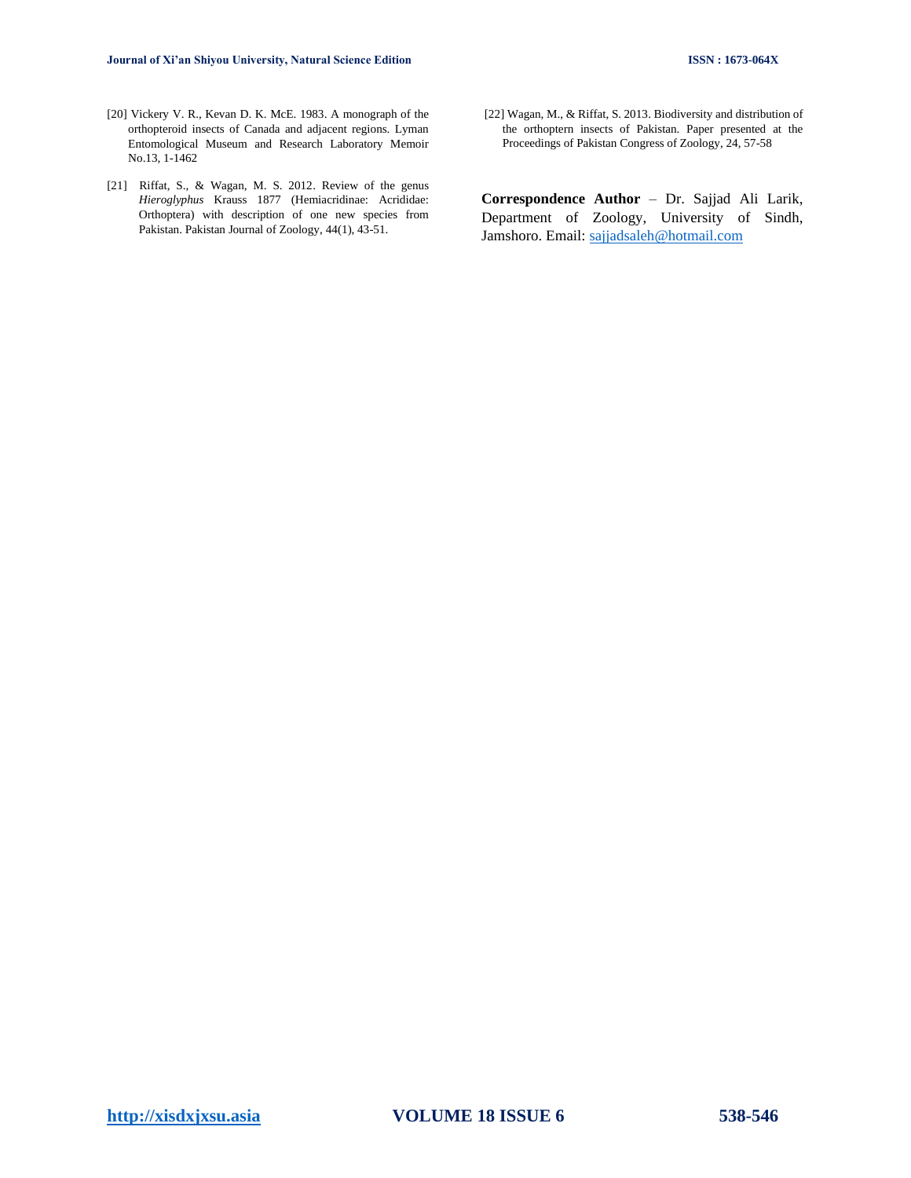[20] Vickery V. R., Kevan D. K. McE. 1983. A monograph of the orthopteroid insects of Canada and adjacent regions. Lyman Entomological Museum and Research Laboratory Memoir No.13, 1-1462

[21] Riffat, S., & Wagan, M. S. 2012. Review of the genus *Hieroglyphus* Krauss 1877 (Hemiacridinae: Acrididae: Orthoptera) with description of one new species from Pakistan. Pakistan Journal of Zoology, 44(1), 43-51.

[22] Wagan, M., & Riffat, S. 2013. Biodiversity and distribution of the orthoptern insects of Pakistan. Paper presented at the Proceedings of Pakistan Congress of Zoology, 24, 57-58

**Correspondence Author** – Dr. Sajjad Ali Larik, Department of Zoology, University of Sindh, Jamshoro. Email: sajjadsaleh@hotmail.com